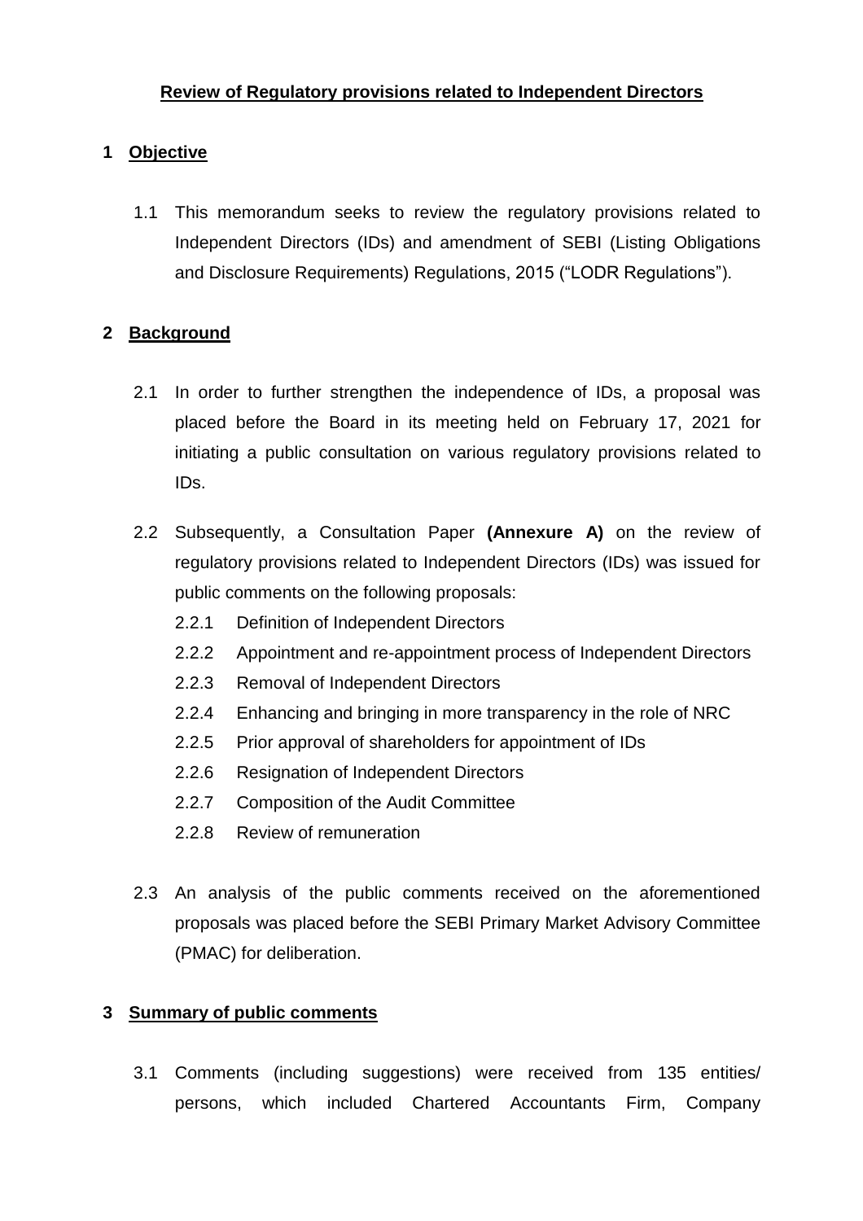**Review of Regulatory provisions related to Independent Directors**

## 1 Objective

1.1 This memorandum seeks to review the regulatory provisions related to Independent Directors (IDs) and amendment of SEBI (Listing Obligations and Disclosure Requirements) Regulations, 2015 ("LODR Regulations").

## 2 Background

2.1 In order to further strengthen the independence of IDs, a proposal was placed before the Board in its meeting held on February 17, 2021 for initiating a public consultation on various regulatory provisions related to IDs.

2.2 Subsequently, a Consultation Paper **(Annexure A)** on the review of regulatory provisions related to Independent Directors (IDs) was issued for public comments on the following proposals:

2.2.1 Definition of Independent Directors

2.2.2 Appointment and re-appointment process of Independent Directors

2.2.3 Removal of Independent Directors

2.2.4 Enhancing and bringing in more transparency in the role of NRC

2.2.5 Prior approval of shareholders for appointment of IDs

2.2.6 Resignation of Independent Directors

2.2.7 Composition of the Audit Committee

2.2.8 Review of remuneration

2.3 An analysis of the public comments received on the aforementioned proposals was placed before the SEBI Primary Market Advisory Committee (PMAC) for deliberation.

## 3 Summary of public comments

3.1 Comments (including suggestions) were received from 135 entities/ persons, which included Chartered Accountants Firm, Company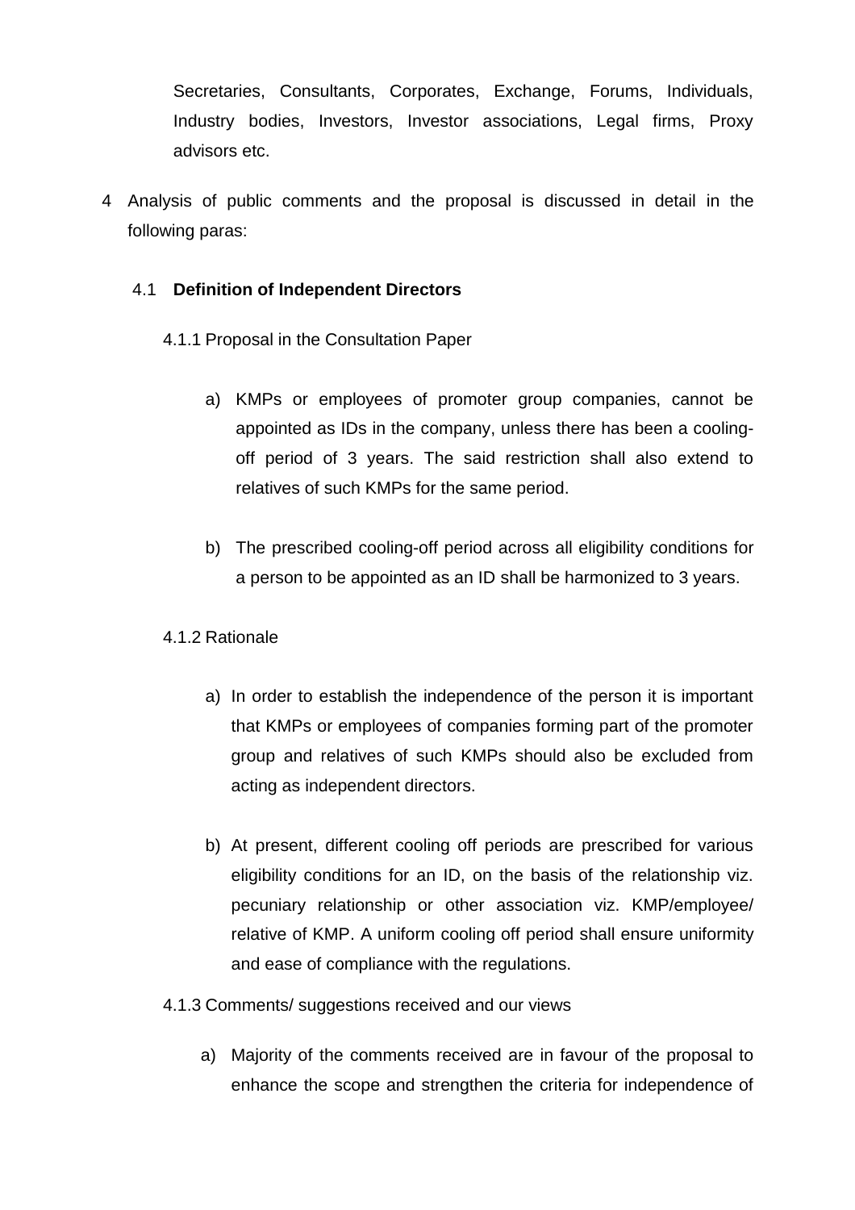Secretaries, Consultants, Corporates, Exchange, Forums, Individuals, Industry bodies, Investors, Investor associations, Legal firms, Proxy advisors etc.

4 Analysis of public comments and the proposal is discussed in detail in the following paras:

4.1 **Definition of Independent Directors**

4.1.1 Proposal in the Consultation Paper

a) KMPs or employees of promoter group companies, cannot be appointed as IDs in the company, unless there has been a cooling-off period of 3 years. The said restriction shall also extend to relatives of such KMPs for the same period.

b) The prescribed cooling-off period across all eligibility conditions for a person to be appointed as an ID shall be harmonized to 3 years.

4.1.2 Rationale

a) In order to establish the independence of the person it is important that KMPs or employees of companies forming part of the promoter group and relatives of such KMPs should also be excluded from acting as independent directors.

b) At present, different cooling off periods are prescribed for various eligibility conditions for an ID, on the basis of the relationship viz. pecuniary relationship or other association viz. KMP/employee/ relative of KMP. A uniform cooling off period shall ensure uniformity and ease of compliance with the regulations.

4.1.3 Comments/ suggestions received and our views

a) Majority of the comments received are in favour of the proposal to enhance the scope and strengthen the criteria for independence of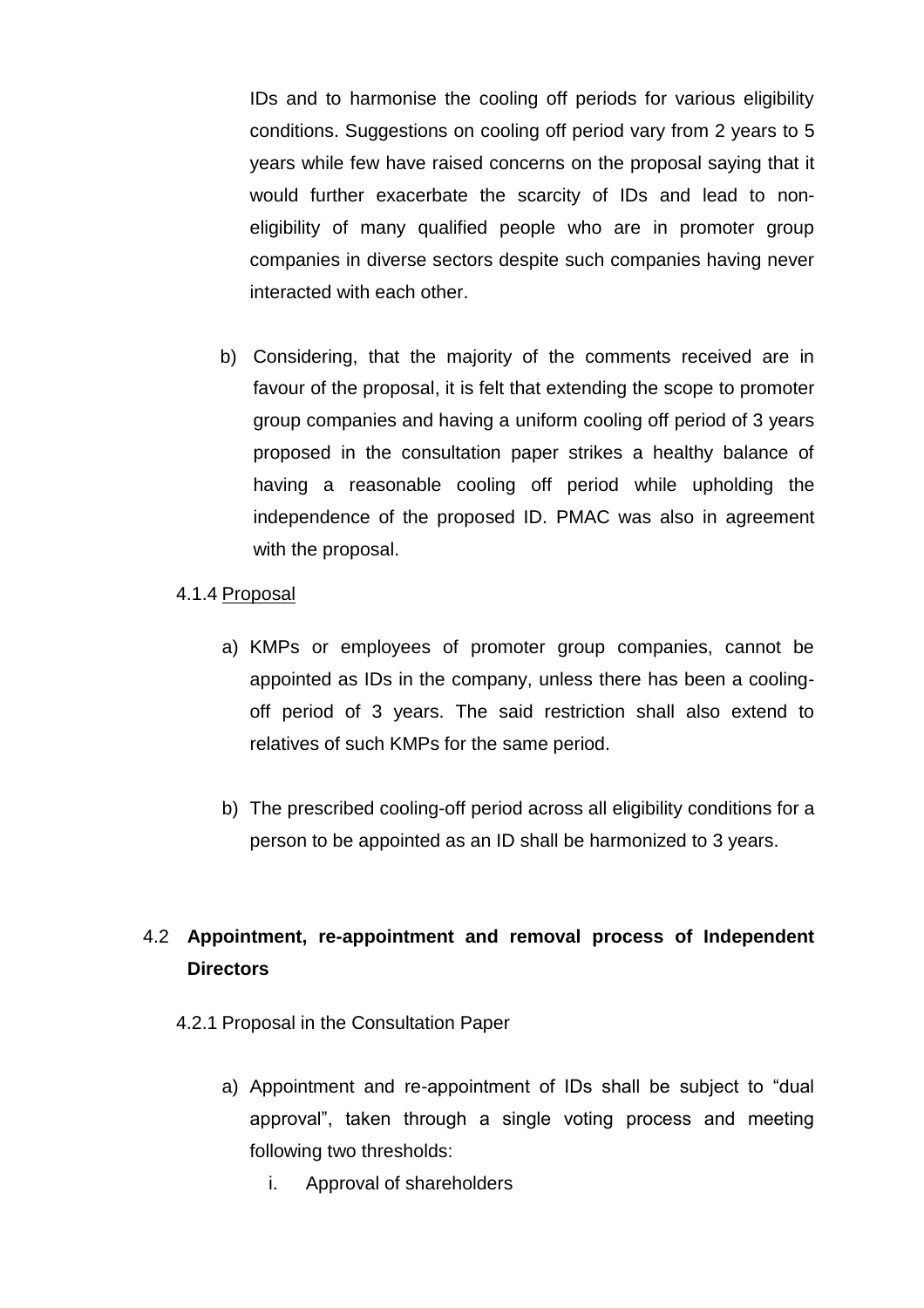IDs and to harmonise the cooling off periods for various eligibility conditions. Suggestions on cooling off period vary from 2 years to 5 years while few have raised concerns on the proposal saying that it would further exacerbate the scarcity of IDs and lead to non-eligibility of many qualified people who are in promoter group companies in diverse sectors despite such companies having never interacted with each other.

b) Considering, that the majority of the comments received are in favour of the proposal, it is felt that extending the scope to promoter group companies and having a uniform cooling off period of 3 years proposed in the consultation paper strikes a healthy balance of having a reasonable cooling off period while upholding the independence of the proposed ID. PMAC was also in agreement with the proposal.

4.1.4 Proposal

a) KMPs or employees of promoter group companies, cannot be appointed as IDs in the company, unless there has been a cooling-off period of 3 years. The said restriction shall also extend to relatives of such KMPs for the same period.

b) The prescribed cooling-off period across all eligibility conditions for a person to be appointed as an ID shall be harmonized to 3 years.

## 4.2 Appointment, re-appointment and removal process of Independent Directors

4.2.1 Proposal in the Consultation Paper

a) Appointment and re-appointment of IDs shall be subject to "dual approval", taken through a single voting process and meeting following two thresholds:

   i. Approval of shareholders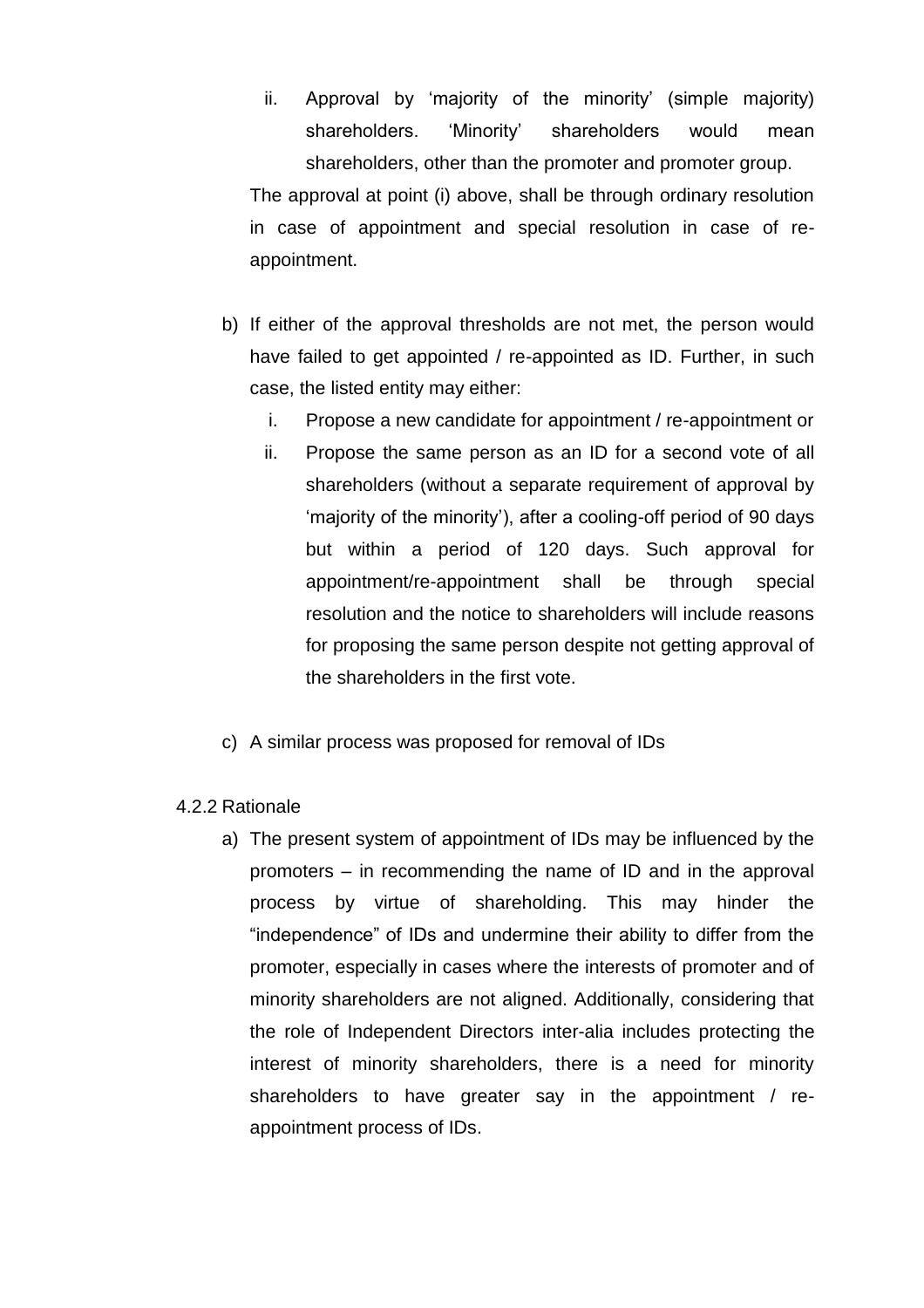ii. Approval by 'majority of the minority' (simple majority) shareholders. 'Minority' shareholders would mean shareholders, other than the promoter and promoter group.

   The approval at point (i) above, shall be through ordinary resolution in case of appointment and special resolution in case of re-appointment.

b) If either of the approval thresholds are not met, the person would have failed to get appointed / re-appointed as ID. Further, in such case, the listed entity may either:

   i. Propose a new candidate for appointment / re-appointment or
   ii. Propose the same person as an ID for a second vote of all shareholders (without a separate requirement of approval by 'majority of the minority'), after a cooling-off period of 90 days but within a period of 120 days. Such approval for appointment/re-appointment shall be through special resolution and the notice to shareholders will include reasons for proposing the same person despite not getting approval of the shareholders in the first vote.

c) A similar process was proposed for removal of IDs

4.2.2 Rationale

a) The present system of appointment of IDs may be influenced by the promoters – in recommending the name of ID and in the approval process by virtue of shareholding. This may hinder the "independence" of IDs and undermine their ability to differ from the promoter, especially in cases where the interests of promoter and of minority shareholders are not aligned. Additionally, considering that the role of Independent Directors inter-alia includes protecting the interest of minority shareholders, there is a need for minority shareholders to have greater say in the appointment / re-appointment process of IDs.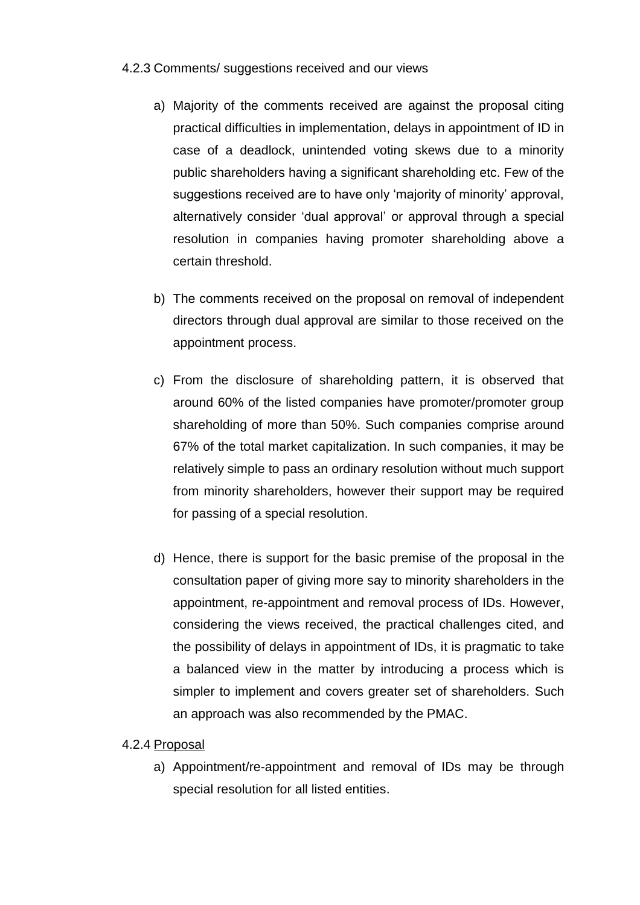#### 4.2.3 Comments/ suggestions received and our views

a) Majority of the comments received are against the proposal citing practical difficulties in implementation, delays in appointment of ID in case of a deadlock, unintended voting skews due to a minority public shareholders having a significant shareholding etc. Few of the suggestions received are to have only 'majority of minority' approval, alternatively consider 'dual approval' or approval through a special resolution in companies having promoter shareholding above a certain threshold.

b) The comments received on the proposal on removal of independent directors through dual approval are similar to those received on the appointment process.

c) From the disclosure of shareholding pattern, it is observed that around 60% of the listed companies have promoter/promoter group shareholding of more than 50%. Such companies comprise around 67% of the total market capitalization. In such companies, it may be relatively simple to pass an ordinary resolution without much support from minority shareholders, however their support may be required for passing of a special resolution.

d) Hence, there is support for the basic premise of the proposal in the consultation paper of giving more say to minority shareholders in the appointment, re-appointment and removal process of IDs. However, considering the views received, the practical challenges cited, and the possibility of delays in appointment of IDs, it is pragmatic to take a balanced view in the matter by introducing a process which is simpler to implement and covers greater set of shareholders. Such an approach was also recommended by the PMAC.

#### 4.2.4 Proposal

a) Appointment/re-appointment and removal of IDs may be through special resolution for all listed entities.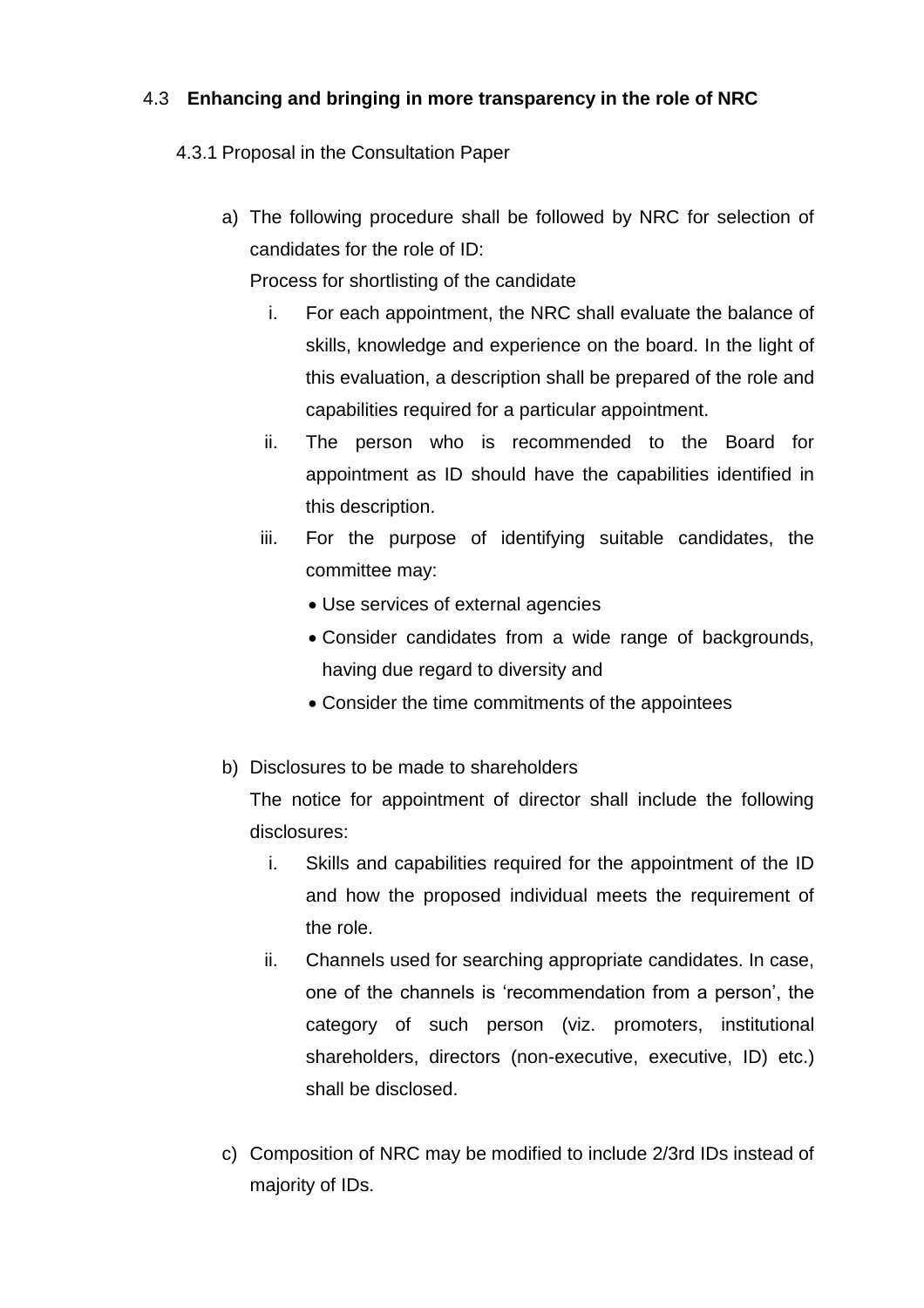## 4.3 **Enhancing and bringing in more transparency in the role of NRC**

### 4.3.1 Proposal in the Consultation Paper

a) The following procedure shall be followed by NRC for selection of candidates for the role of ID:

   Process for shortlisting of the candidate

   i. For each appointment, the NRC shall evaluate the balance of skills, knowledge and experience on the board. In the light of this evaluation, a description shall be prepared of the role and capabilities required for a particular appointment.

   ii. The person who is recommended to the Board for appointment as ID should have the capabilities identified in this description.

   iii. For the purpose of identifying suitable candidates, the committee may:

   - Use services of external agencies
   - Consider candidates from a wide range of backgrounds, having due regard to diversity and
   - Consider the time commitments of the appointees

b) Disclosures to be made to shareholders

   The notice for appointment of director shall include the following disclosures:

   i. Skills and capabilities required for the appointment of the ID and how the proposed individual meets the requirement of the role.

   ii. Channels used for searching appropriate candidates. In case, one of the channels is 'recommendation from a person', the category of such person (viz. promoters, institutional shareholders, directors (non-executive, executive, ID) etc.) shall be disclosed.

c) Composition of NRC may be modified to include 2/3rd IDs instead of majority of IDs.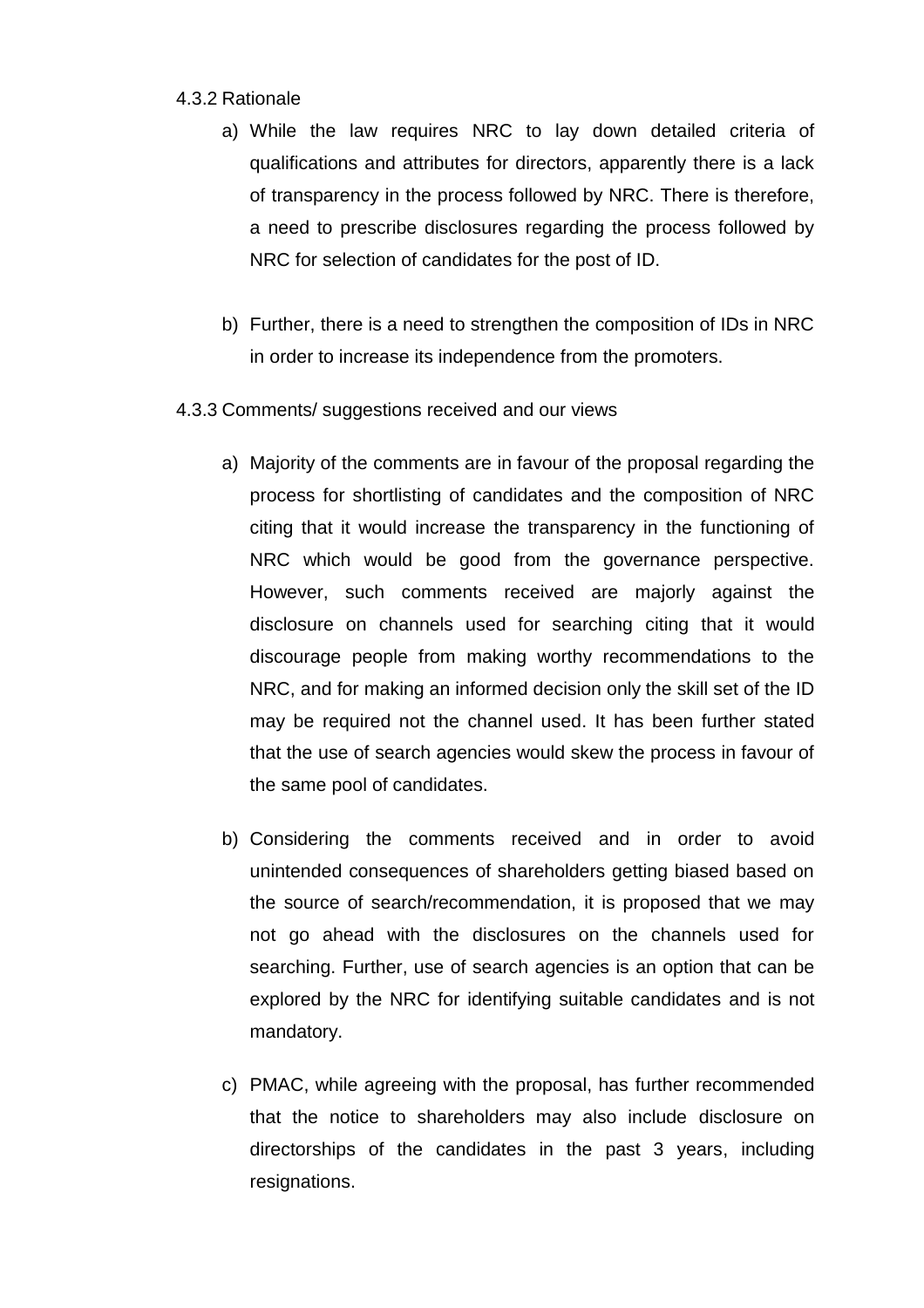4.3.2 Rationale

a) While the law requires NRC to lay down detailed criteria of qualifications and attributes for directors, apparently there is a lack of transparency in the process followed by NRC. There is therefore, a need to prescribe disclosures regarding the process followed by NRC for selection of candidates for the post of ID.

b) Further, there is a need to strengthen the composition of IDs in NRC in order to increase its independence from the promoters.

4.3.3 Comments/ suggestions received and our views

a) Majority of the comments are in favour of the proposal regarding the process for shortlisting of candidates and the composition of NRC citing that it would increase the transparency in the functioning of NRC which would be good from the governance perspective. However, such comments received are majorly against the disclosure on channels used for searching citing that it would discourage people from making worthy recommendations to the NRC, and for making an informed decision only the skill set of the ID may be required not the channel used. It has been further stated that the use of search agencies would skew the process in favour of the same pool of candidates.

b) Considering the comments received and in order to avoid unintended consequences of shareholders getting biased based on the source of search/recommendation, it is proposed that we may not go ahead with the disclosures on the channels used for searching. Further, use of search agencies is an option that can be explored by the NRC for identifying suitable candidates and is not mandatory.

c) PMAC, while agreeing with the proposal, has further recommended that the notice to shareholders may also include disclosure on directorships of the candidates in the past 3 years, including resignations.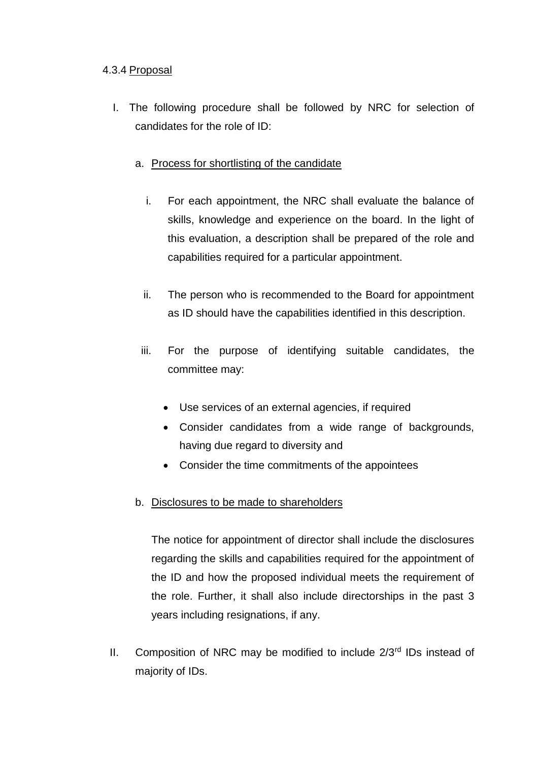4.3.4 Proposal

I. The following procedure shall be followed by NRC for selection of candidates for the role of ID:

   a. Process for shortlisting of the candidate

      i. For each appointment, the NRC shall evaluate the balance of skills, knowledge and experience on the board. In the light of this evaluation, a description shall be prepared of the role and capabilities required for a particular appointment.

      ii. The person who is recommended to the Board for appointment as ID should have the capabilities identified in this description.

      iii. For the purpose of identifying suitable candidates, the committee may:

         - Use services of an external agencies, if required
         - Consider candidates from a wide range of backgrounds, having due regard to diversity and
         - Consider the time commitments of the appointees

   b. Disclosures to be made to shareholders

      The notice for appointment of director shall include the disclosures regarding the skills and capabilities required for the appointment of the ID and how the proposed individual meets the requirement of the role. Further, it shall also include directorships in the past 3 years including resignations, if any.

II. Composition of NRC may be modified to include 2/3rd IDs instead of majority of IDs.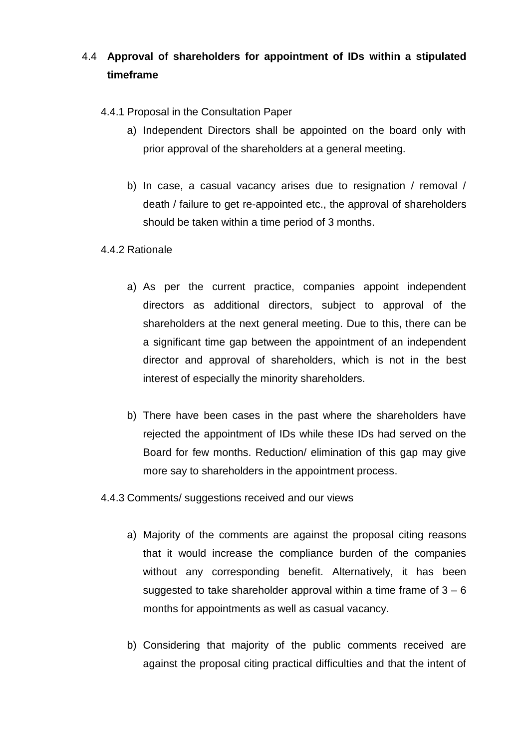## 4.4 **Approval of shareholders for appointment of IDs within a stipulated timeframe**

4.4.1 Proposal in the Consultation Paper

a) Independent Directors shall be appointed on the board only with prior approval of the shareholders at a general meeting.

b) In case, a casual vacancy arises due to resignation / removal / death / failure to get re-appointed etc., the approval of shareholders should be taken within a time period of 3 months.

4.4.2 Rationale

a) As per the current practice, companies appoint independent directors as additional directors, subject to approval of the shareholders at the next general meeting. Due to this, there can be a significant time gap between the appointment of an independent director and approval of shareholders, which is not in the best interest of especially the minority shareholders.

b) There have been cases in the past where the shareholders have rejected the appointment of IDs while these IDs had served on the Board for few months. Reduction/ elimination of this gap may give more say to shareholders in the appointment process.

4.4.3 Comments/ suggestions received and our views

a) Majority of the comments are against the proposal citing reasons that it would increase the compliance burden of the companies without any corresponding benefit. Alternatively, it has been suggested to take shareholder approval within a time frame of 3 – 6 months for appointments as well as casual vacancy.

b) Considering that majority of the public comments received are against the proposal citing practical difficulties and that the intent of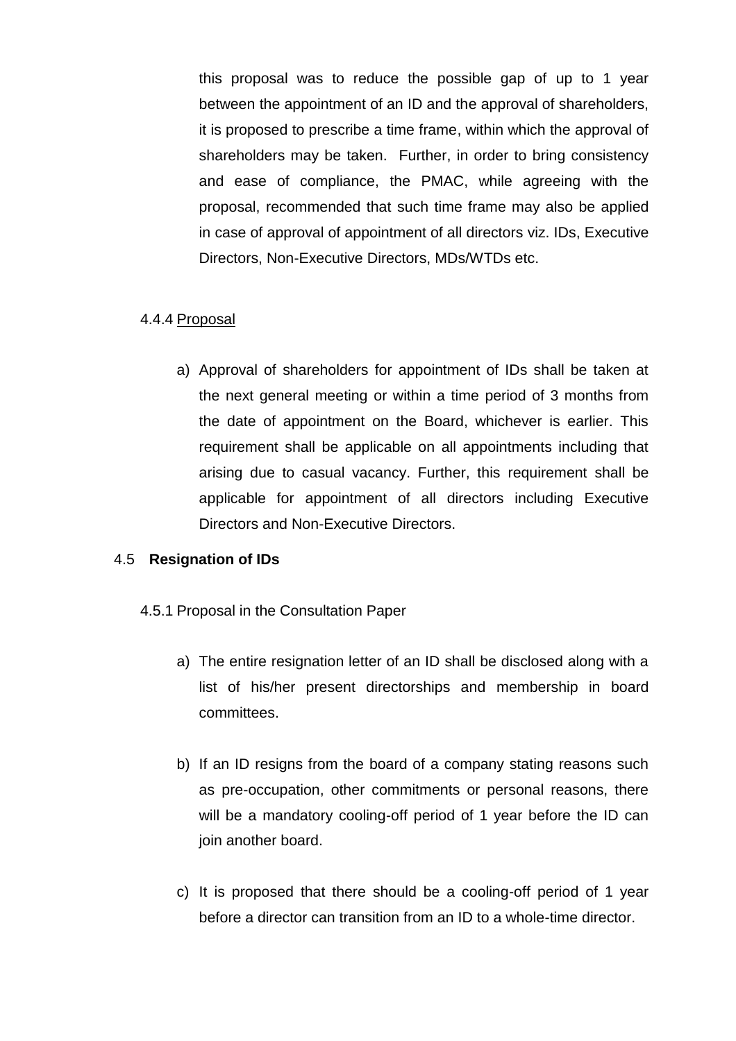this proposal was to reduce the possible gap of up to 1 year between the appointment of an ID and the approval of shareholders, it is proposed to prescribe a time frame, within which the approval of shareholders may be taken. Further, in order to bring consistency and ease of compliance, the PMAC, while agreeing with the proposal, recommended that such time frame may also be applied in case of approval of appointment of all directors viz. IDs, Executive Directors, Non-Executive Directors, MDs/WTDs etc.

4.4.4 Proposal

a) Approval of shareholders for appointment of IDs shall be taken at the next general meeting or within a time period of 3 months from the date of appointment on the Board, whichever is earlier. This requirement shall be applicable on all appointments including that arising due to casual vacancy. Further, this requirement shall be applicable for appointment of all directors including Executive Directors and Non-Executive Directors.

### 4.5 **Resignation of IDs**

4.5.1 Proposal in the Consultation Paper

a) The entire resignation letter of an ID shall be disclosed along with a list of his/her present directorships and membership in board committees.

b) If an ID resigns from the board of a company stating reasons such as pre-occupation, other commitments or personal reasons, there will be a mandatory cooling-off period of 1 year before the ID can join another board.

c) It is proposed that there should be a cooling-off period of 1 year before a director can transition from an ID to a whole-time director.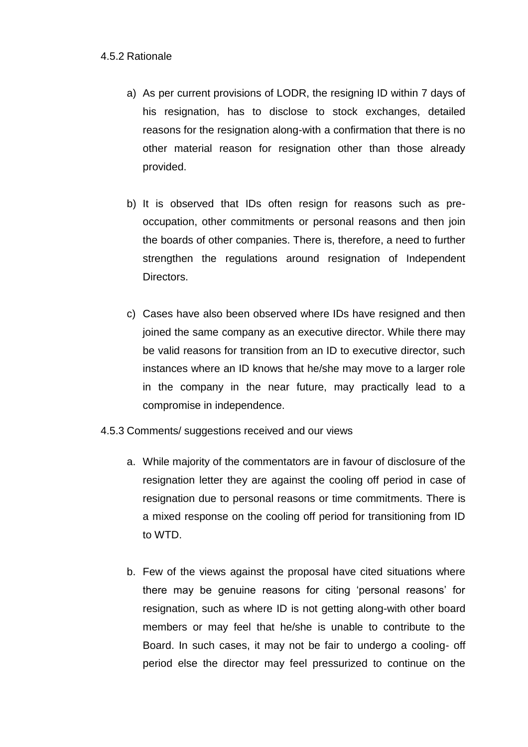4.5.2 Rationale

a) As per current provisions of LODR, the resigning ID within 7 days of his resignation, has to disclose to stock exchanges, detailed reasons for the resignation along-with a confirmation that there is no other material reason for resignation other than those already provided.

b) It is observed that IDs often resign for reasons such as pre-occupation, other commitments or personal reasons and then join the boards of other companies. There is, therefore, a need to further strengthen the regulations around resignation of Independent Directors.

c) Cases have also been observed where IDs have resigned and then joined the same company as an executive director. While there may be valid reasons for transition from an ID to executive director, such instances where an ID knows that he/she may move to a larger role in the company in the near future, may practically lead to a compromise in independence.

4.5.3 Comments/ suggestions received and our views

a. While majority of the commentators are in favour of disclosure of the resignation letter they are against the cooling off period in case of resignation due to personal reasons or time commitments. There is a mixed response on the cooling off period for transitioning from ID to WTD.

b. Few of the views against the proposal have cited situations where there may be genuine reasons for citing 'personal reasons' for resignation, such as where ID is not getting along-with other board members or may feel that he/she is unable to contribute to the Board. In such cases, it may not be fair to undergo a cooling- off period else the director may feel pressurized to continue on the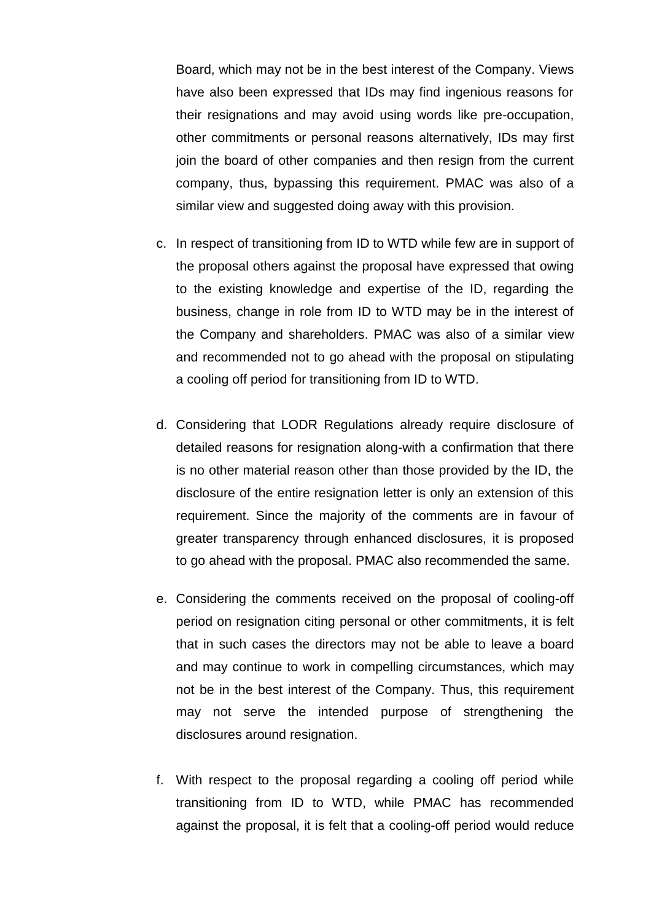Board, which may not be in the best interest of the Company. Views have also been expressed that IDs may find ingenious reasons for their resignations and may avoid using words like pre-occupation, other commitments or personal reasons alternatively, IDs may first join the board of other companies and then resign from the current company, thus, bypassing this requirement. PMAC was also of a similar view and suggested doing away with this provision.

c. In respect of transitioning from ID to WTD while few are in support of the proposal others against the proposal have expressed that owing to the existing knowledge and expertise of the ID, regarding the business, change in role from ID to WTD may be in the interest of the Company and shareholders. PMAC was also of a similar view and recommended not to go ahead with the proposal on stipulating a cooling off period for transitioning from ID to WTD.

d. Considering that LODR Regulations already require disclosure of detailed reasons for resignation along-with a confirmation that there is no other material reason other than those provided by the ID, the disclosure of the entire resignation letter is only an extension of this requirement. Since the majority of the comments are in favour of greater transparency through enhanced disclosures, it is proposed to go ahead with the proposal. PMAC also recommended the same.

e. Considering the comments received on the proposal of cooling-off period on resignation citing personal or other commitments, it is felt that in such cases the directors may not be able to leave a board and may continue to work in compelling circumstances, which may not be in the best interest of the Company. Thus, this requirement may not serve the intended purpose of strengthening the disclosures around resignation.

f. With respect to the proposal regarding a cooling off period while transitioning from ID to WTD, while PMAC has recommended against the proposal, it is felt that a cooling-off period would reduce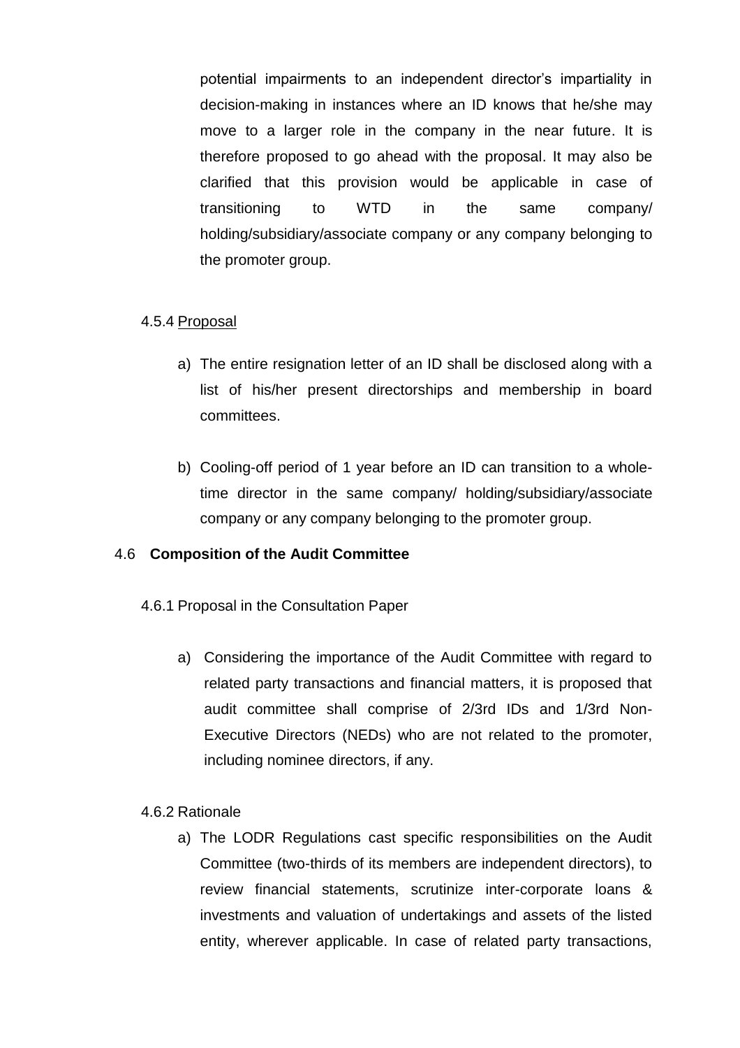potential impairments to an independent director's impartiality in decision-making in instances where an ID knows that he/she may move to a larger role in the company in the near future. It is therefore proposed to go ahead with the proposal. It may also be clarified that this provision would be applicable in case of transitioning to WTD in the same company/ holding/subsidiary/associate company or any company belonging to the promoter group.

4.5.4 Proposal

a) The entire resignation letter of an ID shall be disclosed along with a list of his/her present directorships and membership in board committees.

b) Cooling-off period of 1 year before an ID can transition to a whole-time director in the same company/ holding/subsidiary/associate company or any company belonging to the promoter group.

### 4.6 **Composition of the Audit Committee**

4.6.1 Proposal in the Consultation Paper

a) Considering the importance of the Audit Committee with regard to related party transactions and financial matters, it is proposed that audit committee shall comprise of 2/3rd IDs and 1/3rd Non-Executive Directors (NEDs) who are not related to the promoter, including nominee directors, if any.

4.6.2 Rationale

a) The LODR Regulations cast specific responsibilities on the Audit Committee (two-thirds of its members are independent directors), to review financial statements, scrutinize inter-corporate loans & investments and valuation of undertakings and assets of the listed entity, wherever applicable. In case of related party transactions,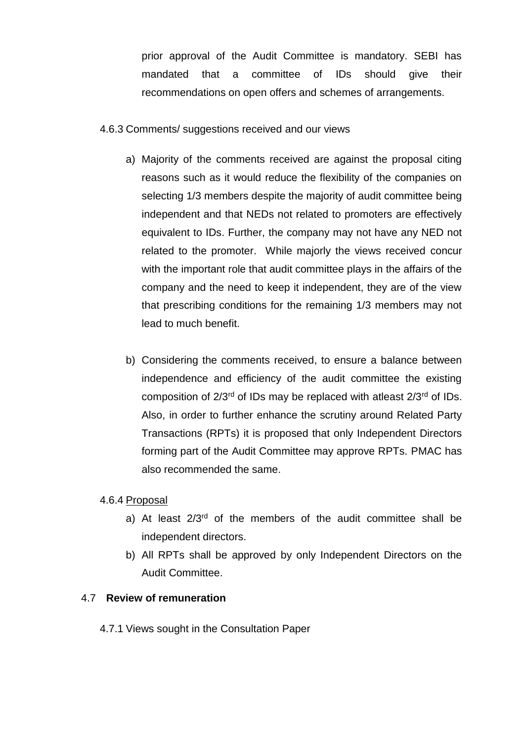prior approval of the Audit Committee is mandatory. SEBI has mandated that a committee of IDs should give their recommendations on open offers and schemes of arrangements.

4.6.3 Comments/ suggestions received and our views

a) Majority of the comments received are against the proposal citing reasons such as it would reduce the flexibility of the companies on selecting 1/3 members despite the majority of audit committee being independent and that NEDs not related to promoters are effectively equivalent to IDs. Further, the company may not have any NED not related to the promoter. While majorly the views received concur with the important role that audit committee plays in the affairs of the company and the need to keep it independent, they are of the view that prescribing conditions for the remaining 1/3 members may not lead to much benefit.

b) Considering the comments received, to ensure a balance between independence and efficiency of the audit committee the existing composition of 2/3rd of IDs may be replaced with atleast 2/3rd of IDs. Also, in order to further enhance the scrutiny around Related Party Transactions (RPTs) it is proposed that only Independent Directors forming part of the Audit Committee may approve RPTs. PMAC has also recommended the same.

4.6.4 Proposal

a) At least 2/3rd of the members of the audit committee shall be independent directors.
b) All RPTs shall be approved by only Independent Directors on the Audit Committee.

4.7 **Review of remuneration**

4.7.1 Views sought in the Consultation Paper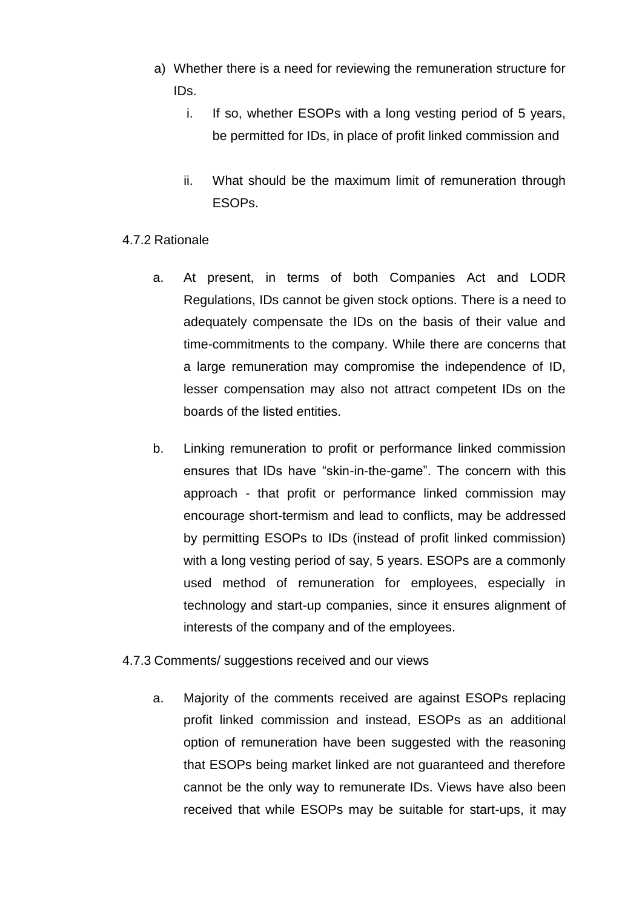a) Whether there is a need for reviewing the remuneration structure for IDs.

   i. If so, whether ESOPs with a long vesting period of 5 years, be permitted for IDs, in place of profit linked commission and

   ii. What should be the maximum limit of remuneration through ESOPs.

4.7.2 Rationale

a. At present, in terms of both Companies Act and LODR Regulations, IDs cannot be given stock options. There is a need to adequately compensate the IDs on the basis of their value and time-commitments to the company. While there are concerns that a large remuneration may compromise the independence of ID, lesser compensation may also not attract competent IDs on the boards of the listed entities.

b. Linking remuneration to profit or performance linked commission ensures that IDs have "skin-in-the-game". The concern with this approach - that profit or performance linked commission may encourage short-termism and lead to conflicts, may be addressed by permitting ESOPs to IDs (instead of profit linked commission) with a long vesting period of say, 5 years. ESOPs are a commonly used method of remuneration for employees, especially in technology and start-up companies, since it ensures alignment of interests of the company and of the employees.

4.7.3 Comments/ suggestions received and our views

a. Majority of the comments received are against ESOPs replacing profit linked commission and instead, ESOPs as an additional option of remuneration have been suggested with the reasoning that ESOPs being market linked are not guaranteed and therefore cannot be the only way to remunerate IDs. Views have also been received that while ESOPs may be suitable for start-ups, it may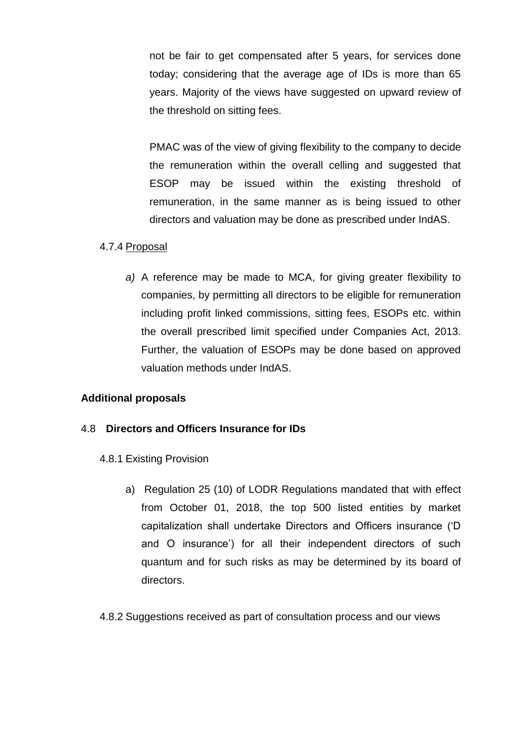not be fair to get compensated after 5 years, for services done today; considering that the average age of IDs is more than 65 years. Majority of the views have suggested on upward review of the threshold on sitting fees.

PMAC was of the view of giving flexibility to the company to decide the remuneration within the overall celling and suggested that ESOP may be issued within the existing threshold of remuneration, in the same manner as is being issued to other directors and valuation may be done as prescribed under IndAS.

4.7.4 Proposal

*a)* A reference may be made to MCA, for giving greater flexibility to companies, by permitting all directors to be eligible for remuneration including profit linked commissions, sitting fees, ESOPs etc. within the overall prescribed limit specified under Companies Act, 2013. Further, the valuation of ESOPs may be done based on approved valuation methods under IndAS.

**Additional proposals**

4.8 **Directors and Officers Insurance for IDs**

4.8.1 Existing Provision

a) Regulation 25 (10) of LODR Regulations mandated that with effect from October 01, 2018, the top 500 listed entities by market capitalization shall undertake Directors and Officers insurance ('D and O insurance') for all their independent directors of such quantum and for such risks as may be determined by its board of directors.

4.8.2 Suggestions received as part of consultation process and our views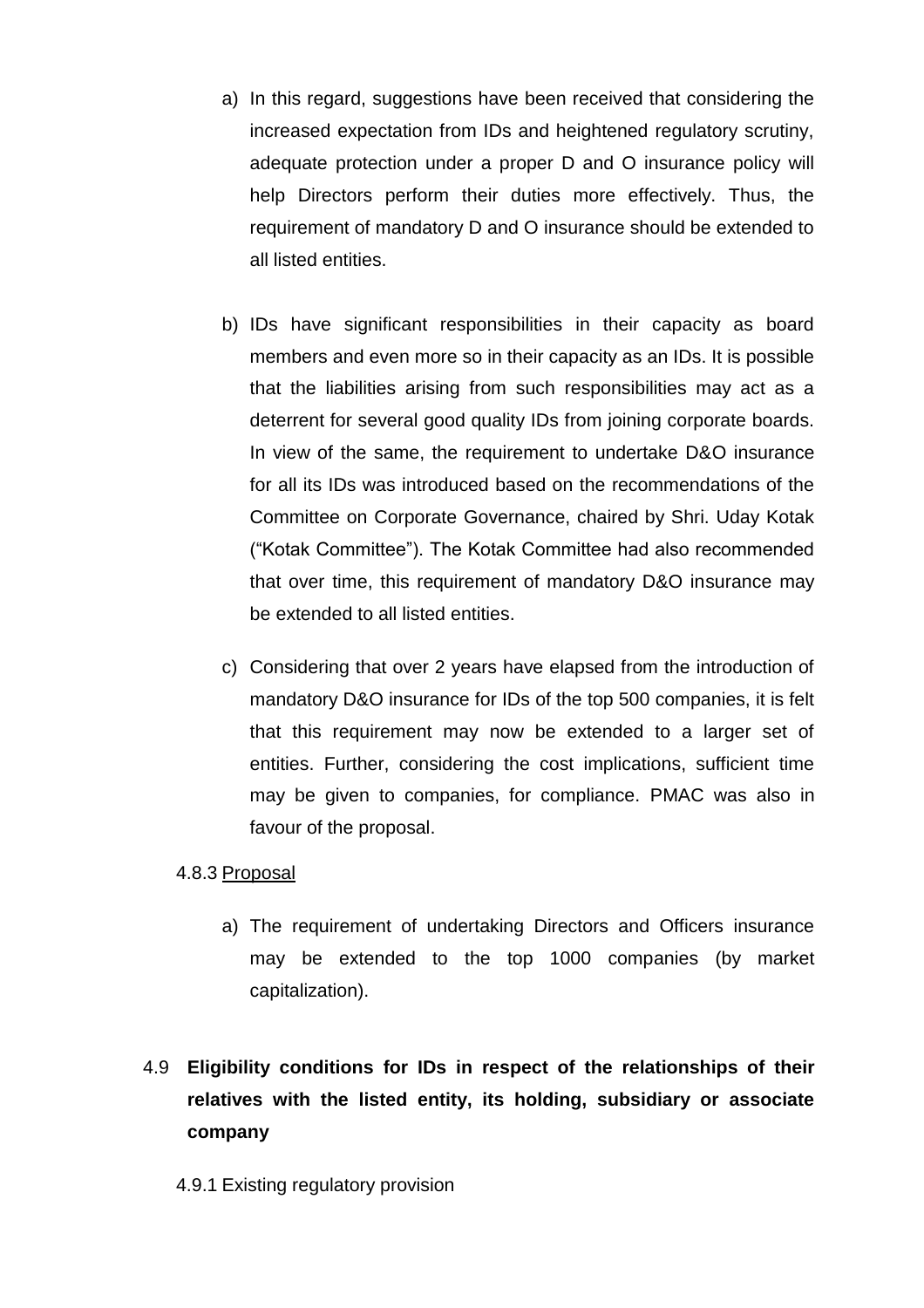a) In this regard, suggestions have been received that considering the increased expectation from IDs and heightened regulatory scrutiny, adequate protection under a proper D and O insurance policy will help Directors perform their duties more effectively. Thus, the requirement of mandatory D and O insurance should be extended to all listed entities.

b) IDs have significant responsibilities in their capacity as board members and even more so in their capacity as an IDs. It is possible that the liabilities arising from such responsibilities may act as a deterrent for several good quality IDs from joining corporate boards. In view of the same, the requirement to undertake D&O insurance for all its IDs was introduced based on the recommendations of the Committee on Corporate Governance, chaired by Shri. Uday Kotak ("Kotak Committee"). The Kotak Committee had also recommended that over time, this requirement of mandatory D&O insurance may be extended to all listed entities.

c) Considering that over 2 years have elapsed from the introduction of mandatory D&O insurance for IDs of the top 500 companies, it is felt that this requirement may now be extended to a larger set of entities. Further, considering the cost implications, sufficient time may be given to companies, for compliance. PMAC was also in favour of the proposal.

4.8.3 Proposal

a) The requirement of undertaking Directors and Officers insurance may be extended to the top 1000 companies (by market capitalization).

## 4.9 Eligibility conditions for IDs in respect of the relationships of their relatives with the listed entity, its holding, subsidiary or associate company

4.9.1 Existing regulatory provision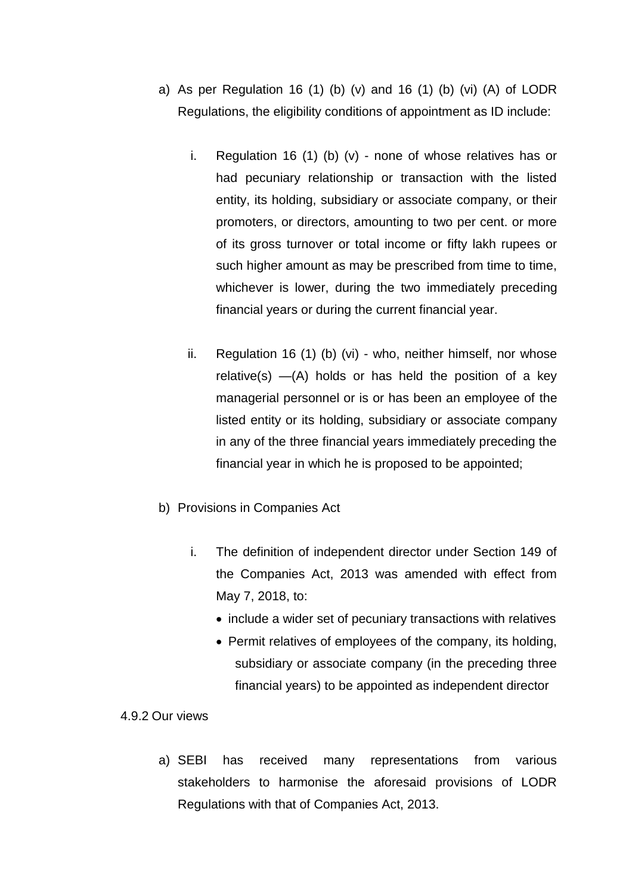a) As per Regulation 16 (1) (b) (v) and 16 (1) (b) (vi) (A) of LODR Regulations, the eligibility conditions of appointment as ID include:

   i. Regulation 16 (1) (b) (v) - none of whose relatives has or had pecuniary relationship or transaction with the listed entity, its holding, subsidiary or associate company, or their promoters, or directors, amounting to two per cent. or more of its gross turnover or total income or fifty lakh rupees or such higher amount as may be prescribed from time to time, whichever is lower, during the two immediately preceding financial years or during the current financial year.

   ii. Regulation 16 (1) (b) (vi) - who, neither himself, nor whose relative(s) —(A) holds or has held the position of a key managerial personnel or is or has been an employee of the listed entity or its holding, subsidiary or associate company in any of the three financial years immediately preceding the financial year in which he is proposed to be appointed;

b) Provisions in Companies Act

   i. The definition of independent director under Section 149 of the Companies Act, 2013 was amended with effect from May 7, 2018, to:
      - include a wider set of pecuniary transactions with relatives
      - Permit relatives of employees of the company, its holding, subsidiary or associate company (in the preceding three financial years) to be appointed as independent director

4.9.2 Our views

a) SEBI has received many representations from various stakeholders to harmonise the aforesaid provisions of LODR Regulations with that of Companies Act, 2013.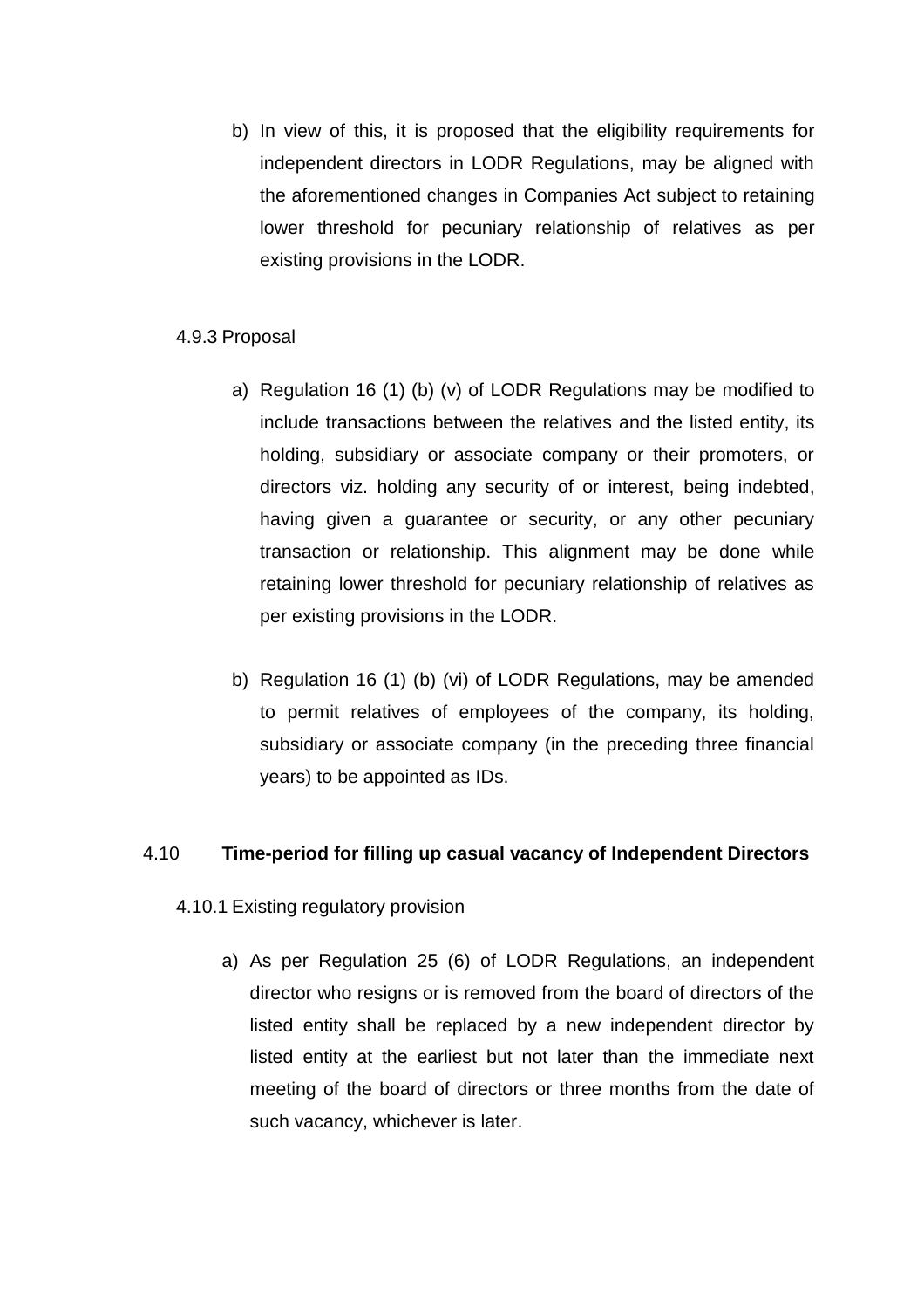b) In view of this, it is proposed that the eligibility requirements for independent directors in LODR Regulations, may be aligned with the aforementioned changes in Companies Act subject to retaining lower threshold for pecuniary relationship of relatives as per existing provisions in the LODR.

4.9.3 Proposal

a) Regulation 16 (1) (b) (v) of LODR Regulations may be modified to include transactions between the relatives and the listed entity, its holding, subsidiary or associate company or their promoters, or directors viz. holding any security of or interest, being indebted, having given a guarantee or security, or any other pecuniary transaction or relationship. This alignment may be done while retaining lower threshold for pecuniary relationship of relatives as per existing provisions in the LODR.

b) Regulation 16 (1) (b) (vi) of LODR Regulations, may be amended to permit relatives of employees of the company, its holding, subsidiary or associate company (in the preceding three financial years) to be appointed as IDs.

### 4.10 Time-period for filling up casual vacancy of Independent Directors

4.10.1 Existing regulatory provision

a) As per Regulation 25 (6) of LODR Regulations, an independent director who resigns or is removed from the board of directors of the listed entity shall be replaced by a new independent director by listed entity at the earliest but not later than the immediate next meeting of the board of directors or three months from the date of such vacancy, whichever is later.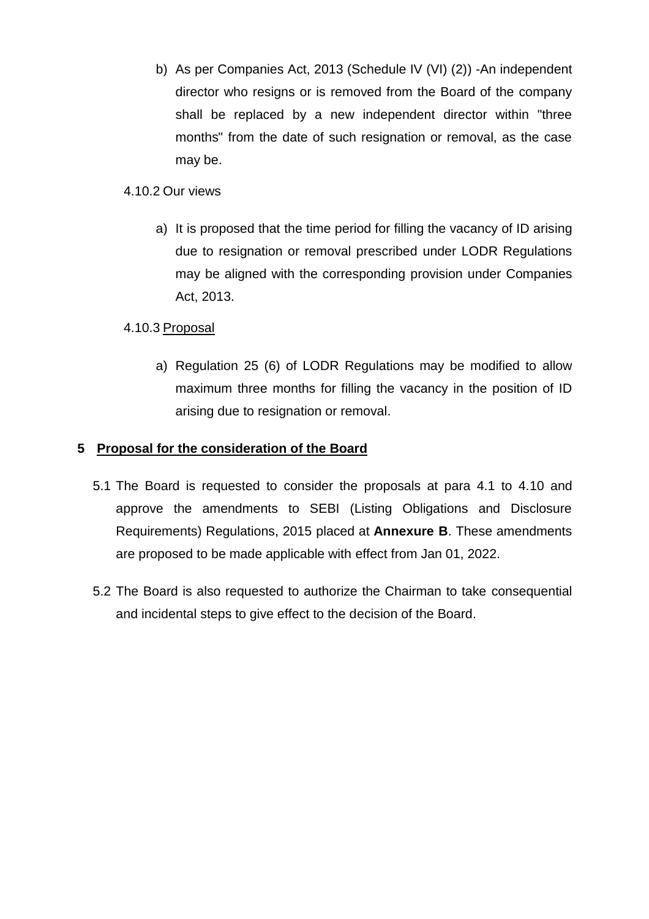b) As per Companies Act, 2013 (Schedule IV (VI) (2)) -An independent director who resigns or is removed from the Board of the company shall be replaced by a new independent director within "three months" from the date of such resignation or removal, as the case may be.

4.10.2 Our views

a) It is proposed that the time period for filling the vacancy of ID arising due to resignation or removal prescribed under LODR Regulations may be aligned with the corresponding provision under Companies Act, 2013.

4.10.3 <u>Proposal</u>

a) Regulation 25 (6) of LODR Regulations may be modified to allow maximum three months for filling the vacancy in the position of ID arising due to resignation or removal.

## 5 <u>Proposal for the consideration of the Board</u>

5.1 The Board is requested to consider the proposals at para 4.1 to 4.10 and approve the amendments to SEBI (Listing Obligations and Disclosure Requirements) Regulations, 2015 placed at **Annexure B**. These amendments are proposed to be made applicable with effect from Jan 01, 2022.

5.2 The Board is also requested to authorize the Chairman to take consequential and incidental steps to give effect to the decision of the Board.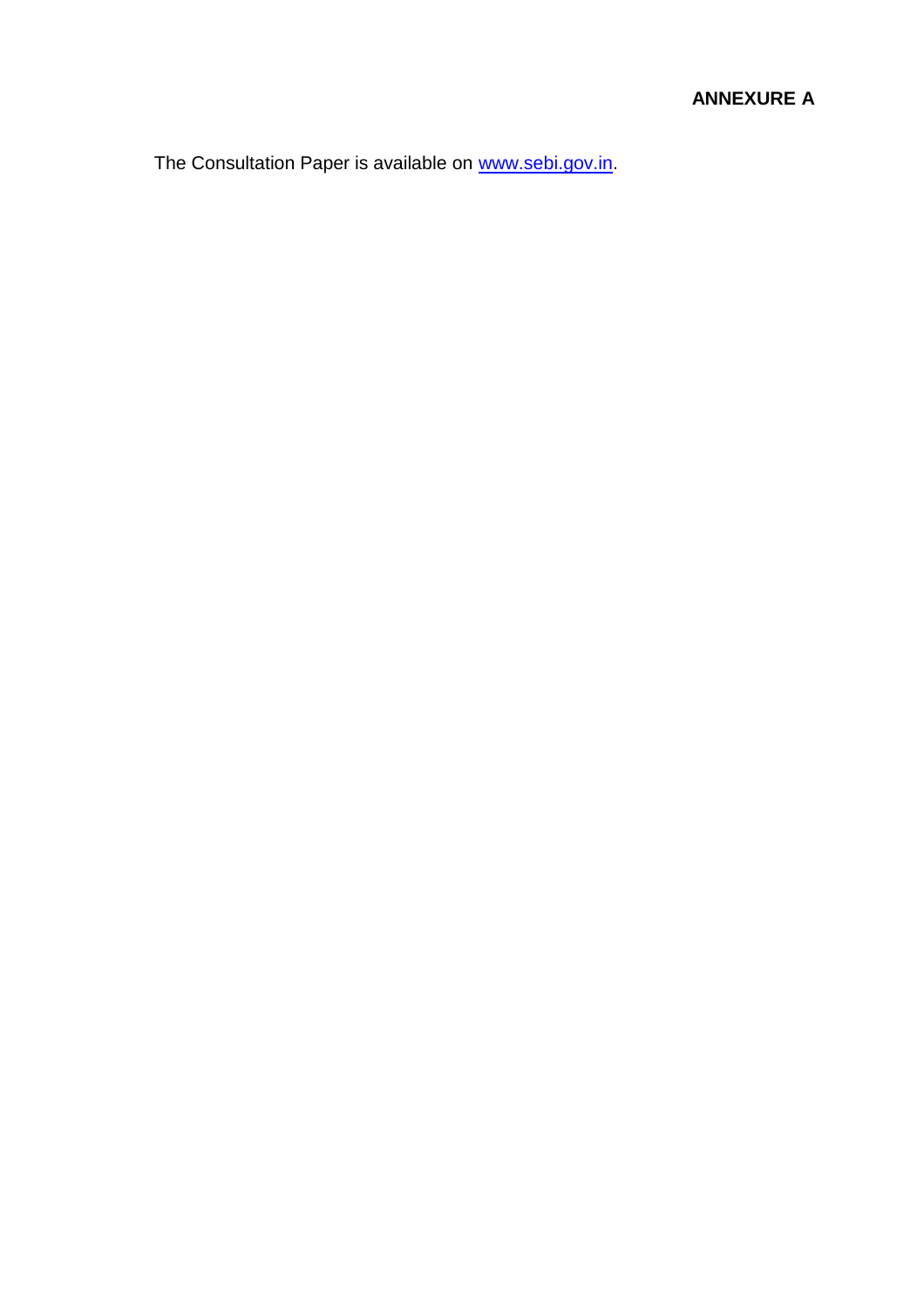**ANNEXURE A**

The Consultation Paper is available on [www.sebi.gov.in](http://www.sebi.gov.in).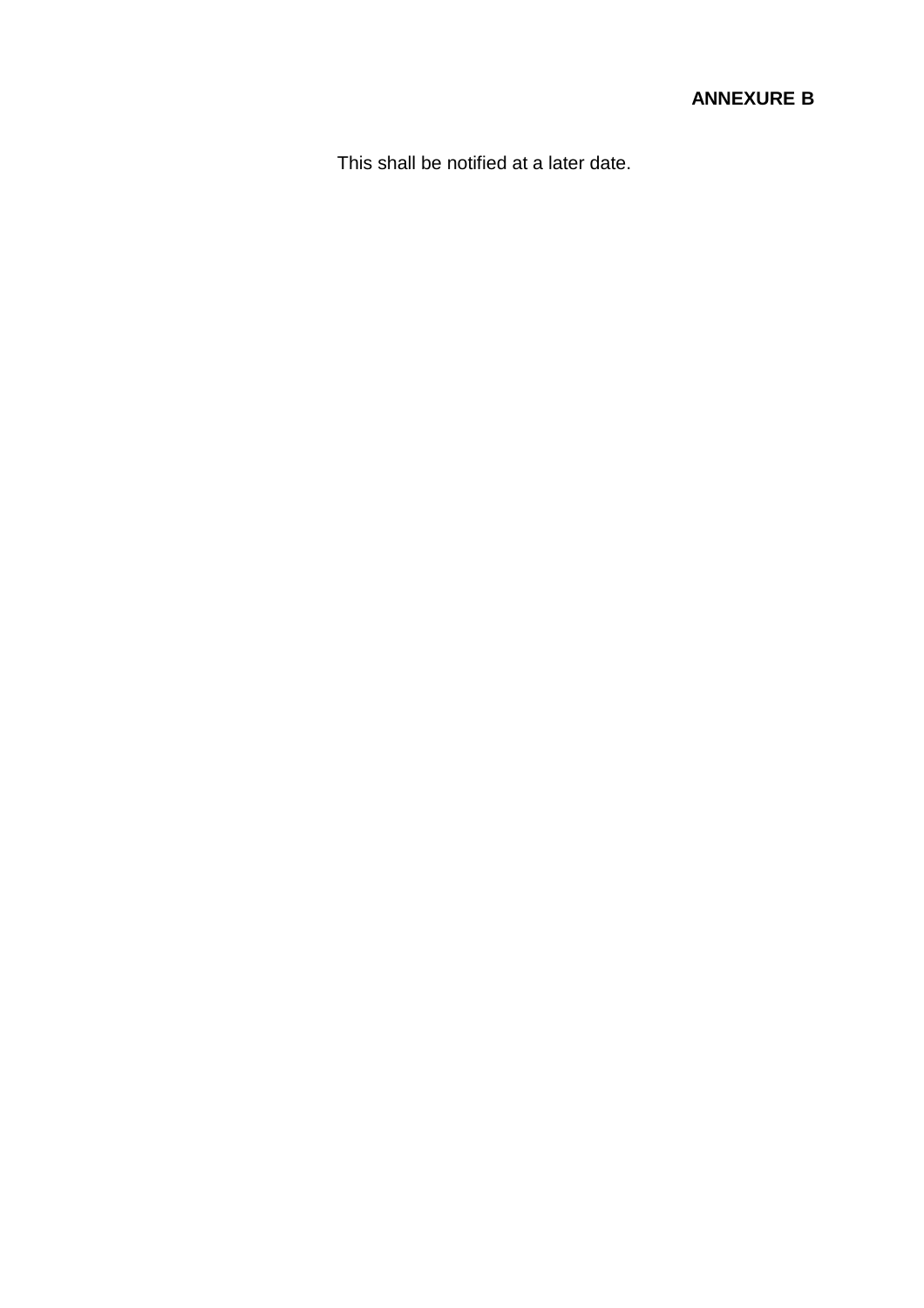**ANNEXURE B**

This shall be notified at a later date.